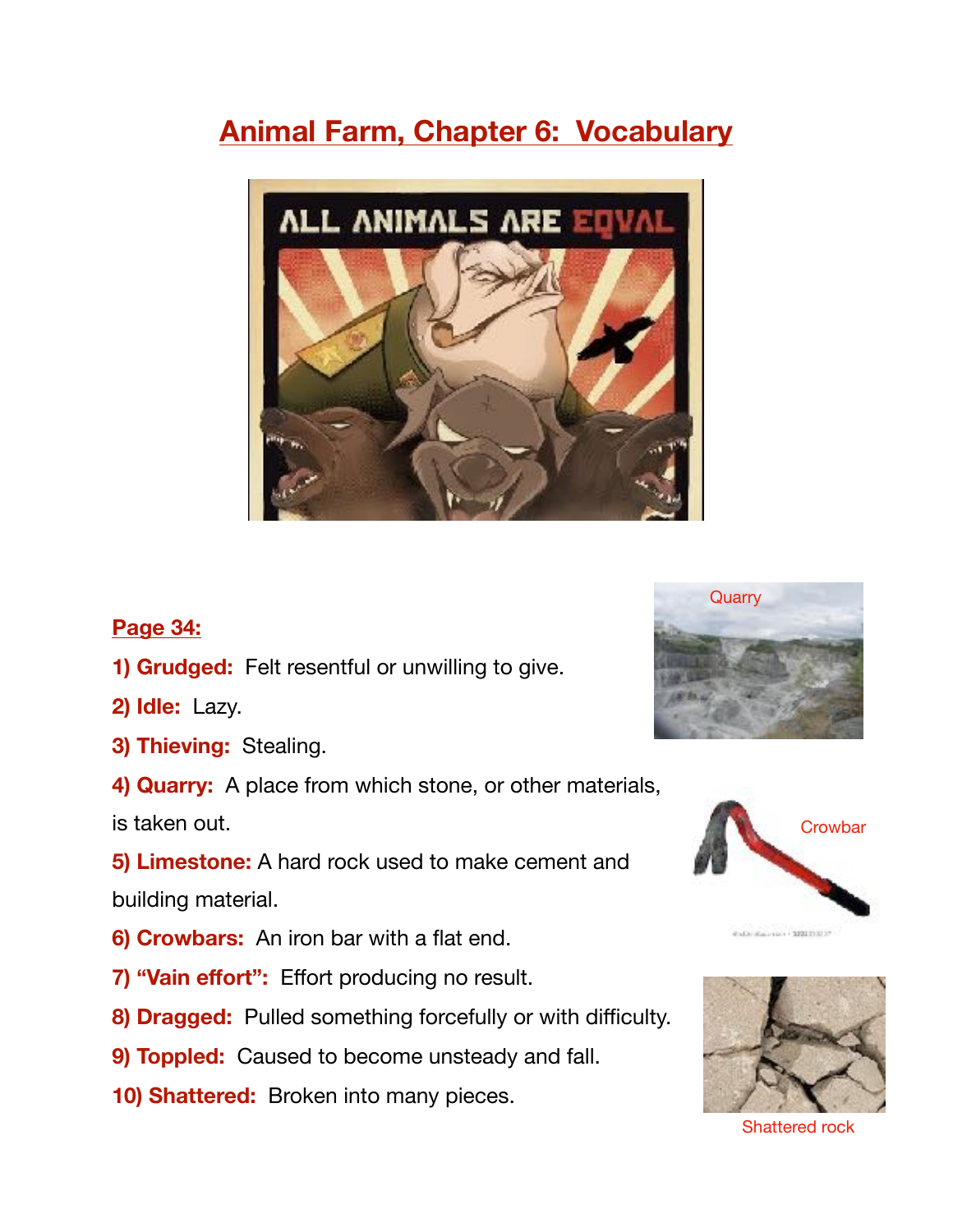# Animal Farm, Chapter 6: Vocabulary

## Page 34:

**1) Grudged:** Felt resentful or unwilling to give.

**2) Idle:** Lazy.

**3) Thieving:** Stealing.

**4) Quarry:** A place from which stone, or other materials, is taken out.

**5) Limestone:** A hard rock used to make cement and building material.

**6) Crowbars:** An iron bar with a flat end.

**7) "Vain effort":** Effort producing no result.

**8) Dragged:** Pulled something forcefully or with difficulty.

**9) Toppled:** Caused to become unsteady and fall.

**10) Shattered:** Broken into many pieces.

Quarry

Crowbar

Shattered rock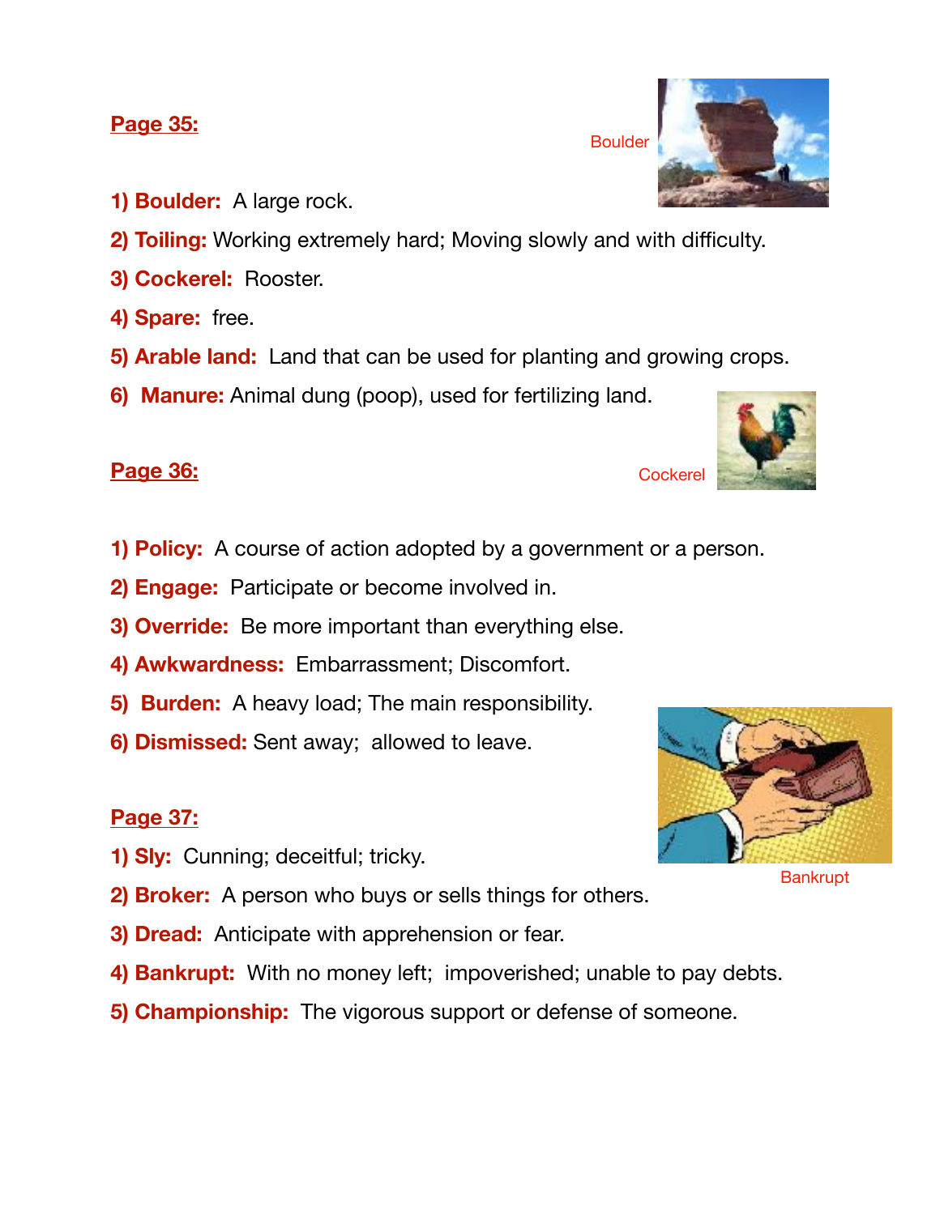## Page 35:

**1) Boulder:** A large rock.

**2) Toiling:** Working extremely hard; Moving slowly and with difficulty.

**3) Cockerel:** Rooster.

**4) Spare:** free.

**5) Arable land:** Land that can be used for planting and growing crops.

**6) Manure:** Animal dung (poop), used for fertilizing land.

Boulder

Cockerel

## Page 36:

**1) Policy:** A course of action adopted by a government or a person.

**2) Engage:** Participate or become involved in.

**3) Override:** Be more important than everything else.

**4) Awkwardness:** Embarrassment; Discomfort.

**5) Burden:** A heavy load; The main responsibility.

**6) Dismissed:** Sent away; allowed to leave.

## Page 37:

**1) Sly:** Cunning; deceitful; tricky.

**2) Broker:** A person who buys or sells things for others.

**3) Dread:** Anticipate with apprehension or fear.

**4) Bankrupt:** With no money left; impoverished; unable to pay debts.

**5) Championship:** The vigorous support or defense of someone.

Bankrupt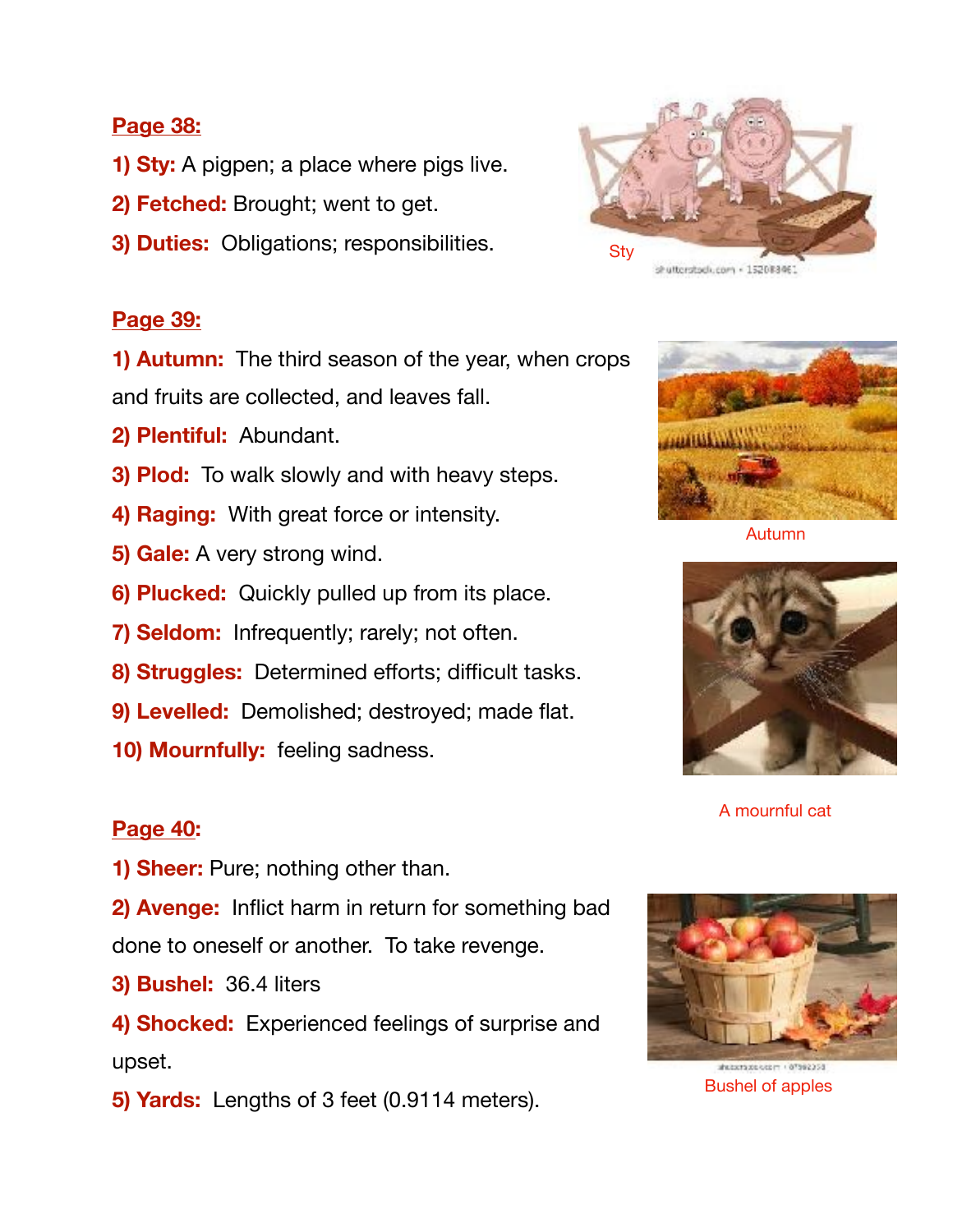**Page 38:**

**1) Sty:** A pigpen; a place where pigs live.

**2) Fetched:** Brought; went to get.

**3) Duties:** Obligations; responsibilities.

Sty

**Page 39:**

**1) Autumn:** The third season of the year, when crops and fruits are collected, and leaves fall.

**2) Plentiful:** Abundant.

**3) Plod:** To walk slowly and with heavy steps.

**4) Raging:** With great force or intensity.

**5) Gale:** A very strong wind.

**6) Plucked:** Quickly pulled up from its place.

**7) Seldom:** Infrequently; rarely; not often.

**8) Struggles:** Determined efforts; difficult tasks.

**9) Levelled:** Demolished; destroyed; made flat.

**10) Mournfully:** feeling sadness.

Autumn

A mournful cat

**Page 40:**

**1) Sheer:** Pure; nothing other than.

**2) Avenge:** Inflict harm in return for something bad done to oneself or another. To take revenge.

**3) Bushel:** 36.4 liters

**4) Shocked:** Experienced feelings of surprise and upset.

**5) Yards:** Lengths of 3 feet (0.9114 meters).

Bushel of apples